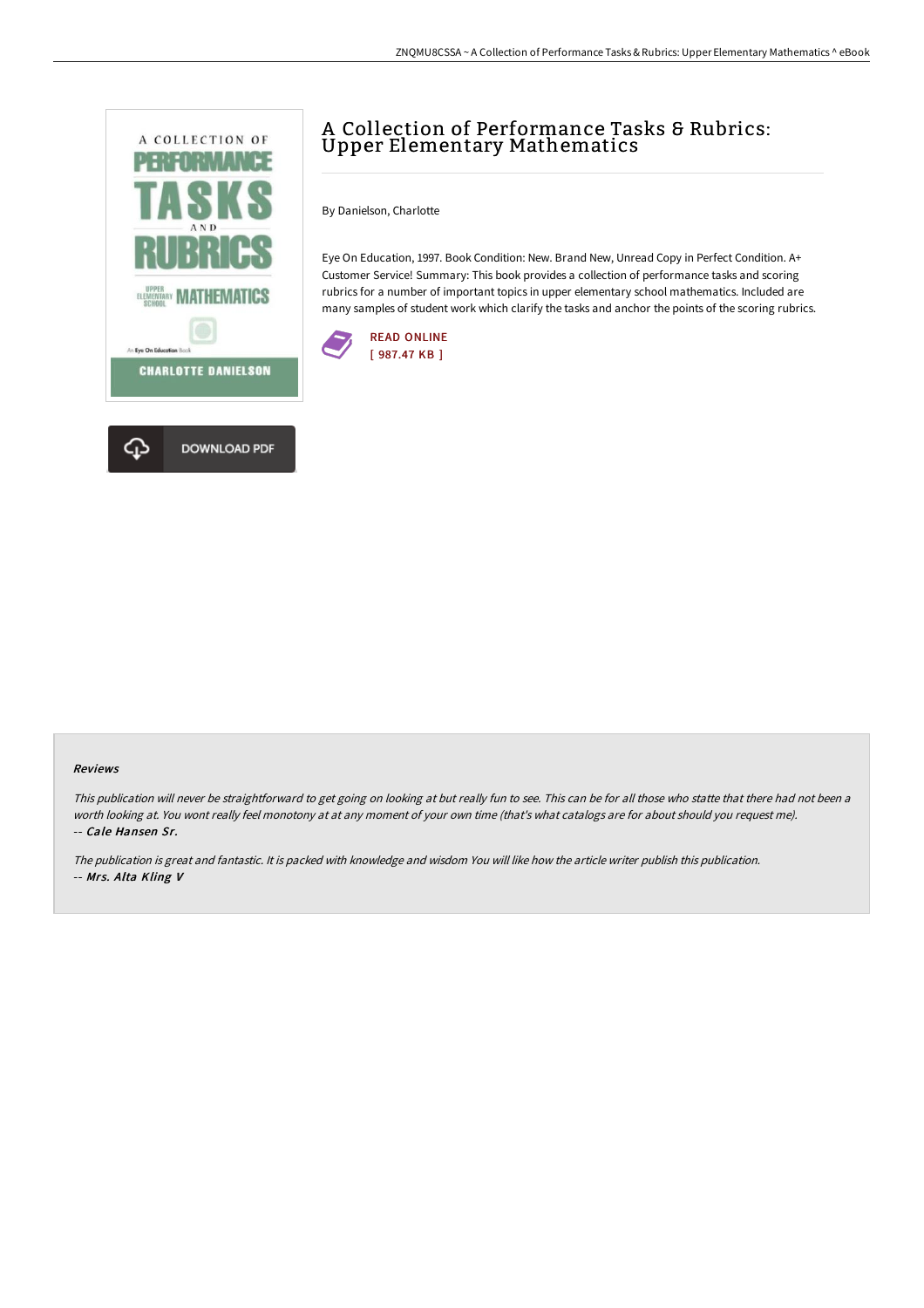# A Collection of Performance Tasks & Rubrics: Upper Elementary Mathematics

By Danielson, Charlotte

Eye On Education, 1997. Book Condition: New. Brand New, Unread Copy in Perfect Condition. A+ Customer Service! Summary: This book provides a collection of performance tasks and scoring rubrics for a number of important topics in upper elementary school mathematics. Included are many samples of student work which clarify the tasks and anchor the points of the scoring rubrics.

READ ONLINE
[ 987.47 KB ]

DOWNLOAD PDF

### Reviews

*This publication will never be straightforward to get going on looking at but really fun to see. This can be for all those who statte that there had not been a worth looking at. You wont really feel monotony at at any moment of your own time (that's what catalogs are for about should you request me).*
-- ***Cale Hansen Sr.***

*The publication is great and fantastic. It is packed with knowledge and wisdom You will like how the article writer publish this publication.*
-- ***Mrs. Alta Kling V***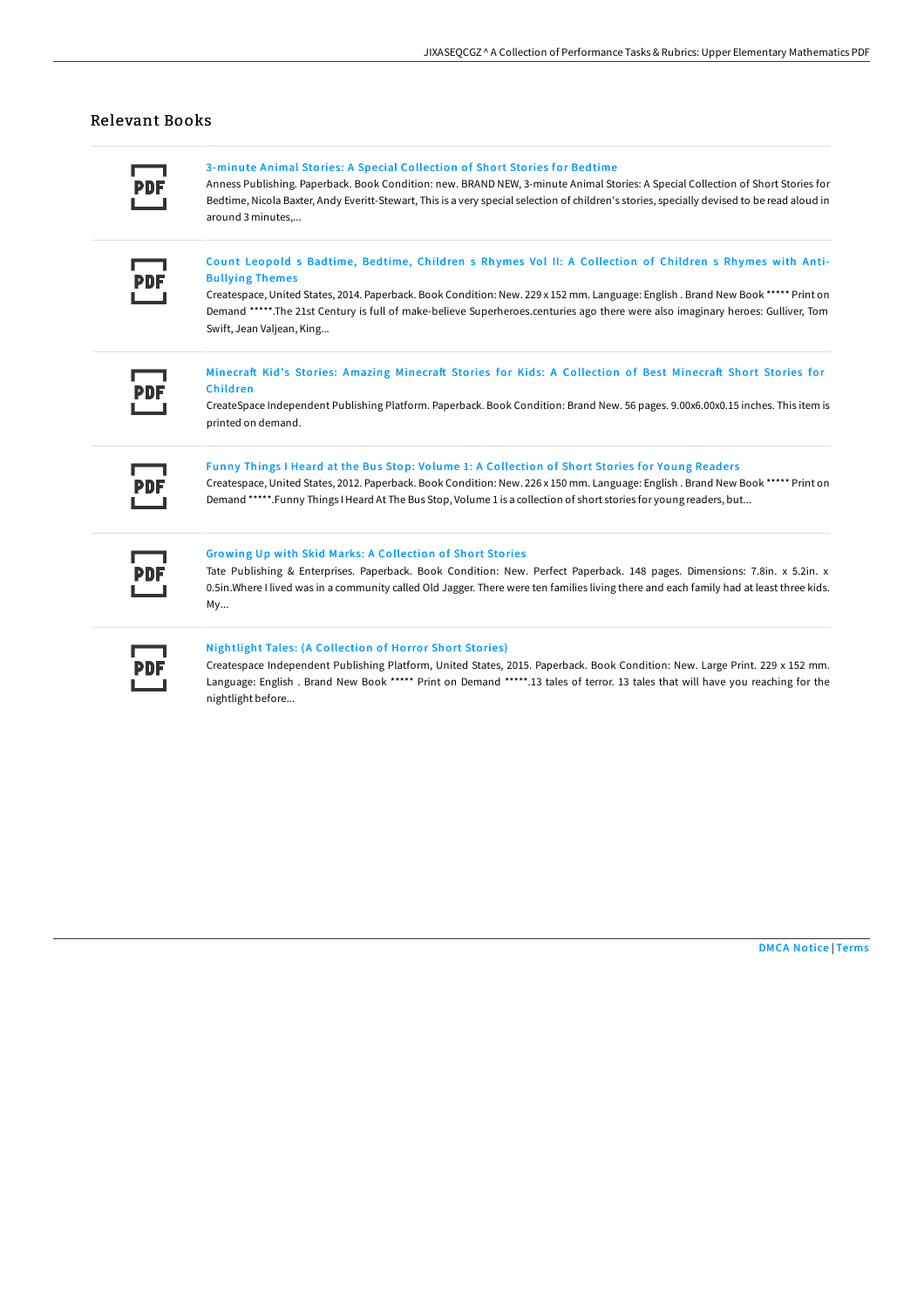## Relevant Books

**3-minute Animal Stories: A Special Collection of Short Stories for Bedtime**

Anness Publishing. Paperback. Book Condition: new. BRAND NEW, 3-minute Animal Stories: A Special Collection of Short Stories for Bedtime, Nicola Baxter, Andy Everitt-Stewart, This is a very special selection of children's stories, specially devised to be read aloud in around 3 minutes,...

**Count Leopold s Badtime, Bedtime, Children s Rhymes Vol II: A Collection of Children s Rhymes with Anti-Bullying Themes**

Createspace, United States, 2014. Paperback. Book Condition: New. 229 x 152 mm. Language: English . Brand New Book ***** Print on Demand *****.The 21st Century is full of make-believe Superheroes.centuries ago there were also imaginary heroes: Gulliver, Tom Swift, Jean Valjean, King...

**Minecraft Kid's Stories: Amazing Minecraft Stories for Kids: A Collection of Best Minecraft Short Stories for Children**

CreateSpace Independent Publishing Platform. Paperback. Book Condition: Brand New. 56 pages. 9.00x6.00x0.15 inches. This item is printed on demand.

**Funny Things I Heard at the Bus Stop: Volume 1: A Collection of Short Stories for Young Readers**

Createspace, United States, 2012. Paperback. Book Condition: New. 226 x 150 mm. Language: English . Brand New Book ***** Print on Demand *****.Funny Things I Heard At The Bus Stop, Volume 1 is a collection of short stories for young readers, but...

**Growing Up with Skid Marks: A Collection of Short Stories**

Tate Publishing & Enterprises. Paperback. Book Condition: New. Perfect Paperback. 148 pages. Dimensions: 7.8in. x 5.2in. x 0.5in.Where I lived was in a community called Old Jagger. There were ten families living there and each family had at least three kids. My...

**Nightlight Tales: (A Collection of Horror Short Stories)**

Createspace Independent Publishing Platform, United States, 2015. Paperback. Book Condition: New. Large Print. 229 x 152 mm. Language: English . Brand New Book ***** Print on Demand *****.13 tales of terror. 13 tales that will have you reaching for the nightlight before...

DMCA Notice | Terms